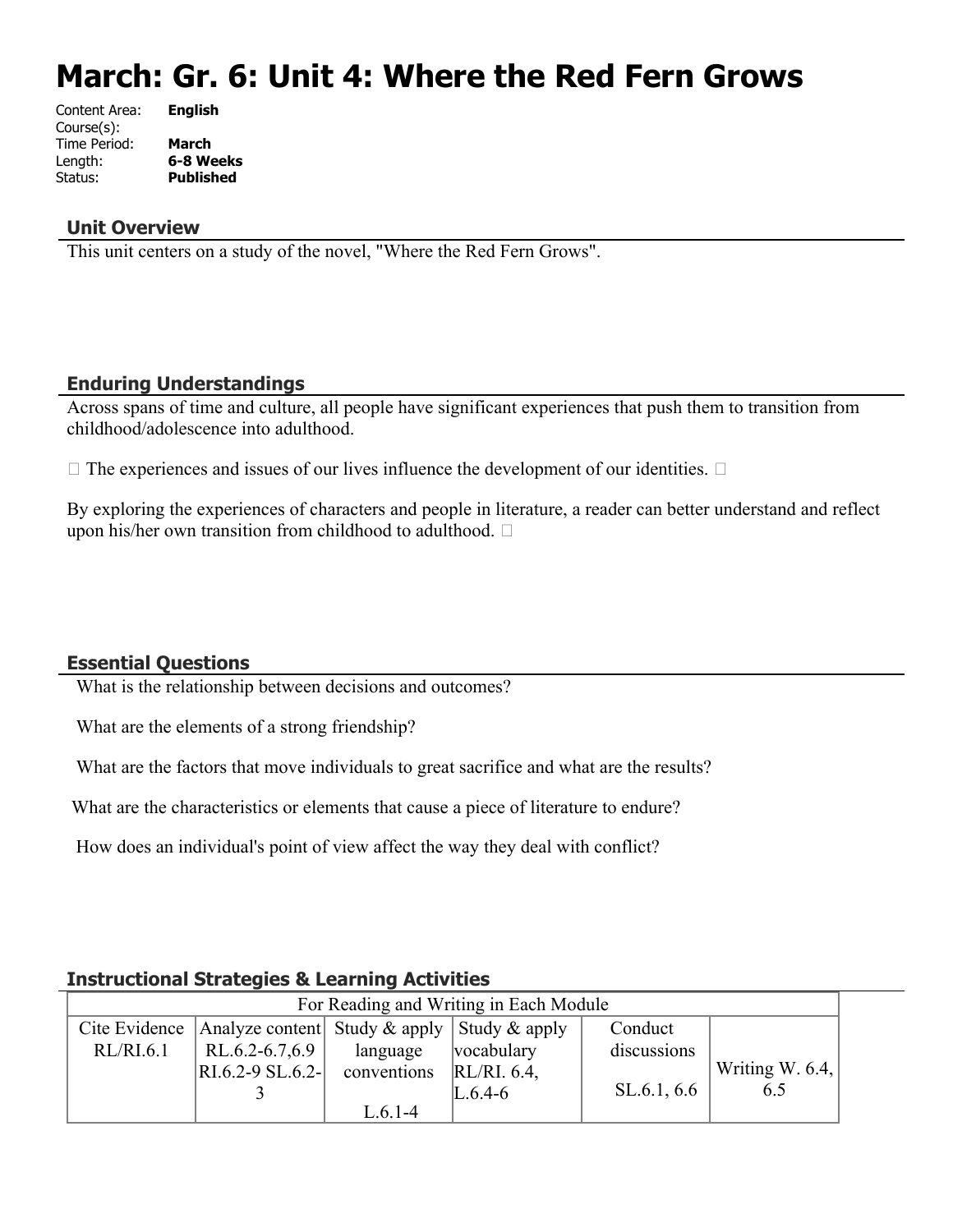# March: Gr. 6: Unit 4: Where the Red Fern Grows

Content Area: **English**
Course(s):
Time Period: **March**
Length: **6-8 Weeks**
Status: **Published**

## Unit Overview

This unit centers on a study of the novel, "Where the Red Fern Grows".

## Enduring Understandings

Across spans of time and culture, all people have significant experiences that push them to transition from childhood/adolescence into adulthood.

 The experiences and issues of our lives influence the development of our identities. 

By exploring the experiences of characters and people in literature, a reader can better understand and reflect upon his/her own transition from childhood to adulthood. 

## Essential Questions

What is the relationship between decisions and outcomes?

What are the elements of a strong friendship?

What are the factors that move individuals to great sacrifice and what are the results?

What are the characteristics or elements that cause a piece of literature to endure?

How does an individual's point of view affect the way they deal with conflict?

## Instructional Strategies & Learning Activities

| For Reading and Writing in Each Module | | | | | |
|---|---|---|---|---|---|
| Cite Evidence RL/RI.6.1 | Analyze content RL.6.2-6.7,6.9 RI.6.2-9 SL.6.2-3 | Study & apply language conventions L.6.1-4 | Study & apply vocabulary RL/RI. 6.4, L.6.4-6 | Conduct discussions SL.6.1, 6.6 | Writing W. 6.4, 6.5 |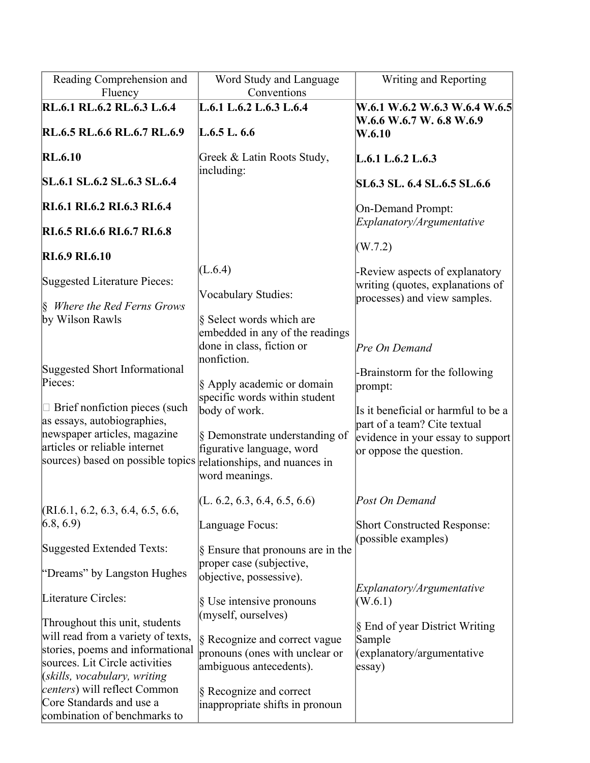| Reading Comprehension and Fluency | Word Study and Language Conventions | Writing and Reporting |
|---|---|---|
| **RL.6.1 RL.6.2 RL.6.3 L.6.4**<br><br>**RL.6.5 RL.6.6 RL.6.7 RL.6.9**<br><br>**RL.6.10**<br><br>**SL.6.1 SL.6.2 SL.6.3 SL.6.4**<br><br>**RI.6.1 RI.6.2 RI.6.3 RI.6.4**<br><br>**RI.6.5 RI.6.6 RI.6.7 RI.6.8**<br><br>**RI.6.9 RI.6.10**<br><br>Suggested Literature Pieces:<br><br>§ *Where the Red Ferns Grows* by Wilson Rawls<br><br>Suggested Short Informational Pieces:<br><br> Brief nonfiction pieces (such as essays, autobiographies, newspaper articles, magazine articles or reliable internet sources) based on possible topics<br><br>(RI.6.1, 6.2, 6.3, 6.4, 6.5, 6.6, 6.8, 6.9)<br><br>Suggested Extended Texts:<br><br>"Dreams" by Langston Hughes<br><br>Literature Circles:<br><br>Throughout this unit, students will read from a variety of texts, stories, poems and informational sources. Lit Circle activities (*skills, vocabulary, writing centers*) will reflect Common Core Standards and use a combination of benchmarks to | **L.6.1 L.6.2 L.6.3 L.6.4**<br><br>**L.6.5 L. 6.6**<br><br>Greek & Latin Roots Study, including:<br><br>(L.6.4)<br><br>Vocabulary Studies:<br><br>§ Select words which are embedded in any of the readings done in class, fiction or nonfiction.<br><br>§ Apply academic or domain specific words within student body of work.<br><br>§ Demonstrate understanding of figurative language, word relationships, and nuances in word meanings.<br><br>(L. 6.2, 6.3, 6.4, 6.5, 6.6)<br><br>Language Focus:<br><br>§ Ensure that pronouns are in the proper case (subjective, objective, possessive).<br><br>§ Use intensive pronouns (myself, ourselves)<br><br>§ Recognize and correct vague pronouns (ones with unclear or ambiguous antecedents).<br><br>§ Recognize and correct inappropriate shifts in pronoun | **W.6.1 W.6.2 W.6.3 W.6.4 W.6.5 W.6.6 W.6.7 W. 6.8 W.6.9 W.6.10**<br><br>**L.6.1 L.6.2 L.6.3**<br><br>**SL6.3 SL. 6.4 SL.6.5 SL.6.6**<br><br>On-Demand Prompt: *Explanatory/Argumentative*<br><br>(W.7.2)<br><br>-Review aspects of explanatory writing (quotes, explanations of processes) and view samples.<br><br>*Pre On Demand*<br><br>-Brainstorm for the following prompt:<br><br>Is it beneficial or harmful to be a part of a team? Cite textual evidence in your essay to support or oppose the question.<br><br>*Post On Demand*<br><br>Short Constructed Response: (possible examples)<br><br>*Explanatory/Argumentative* (W.6.1)<br><br>§ End of year District Writing Sample (explanatory/argumentative essay) |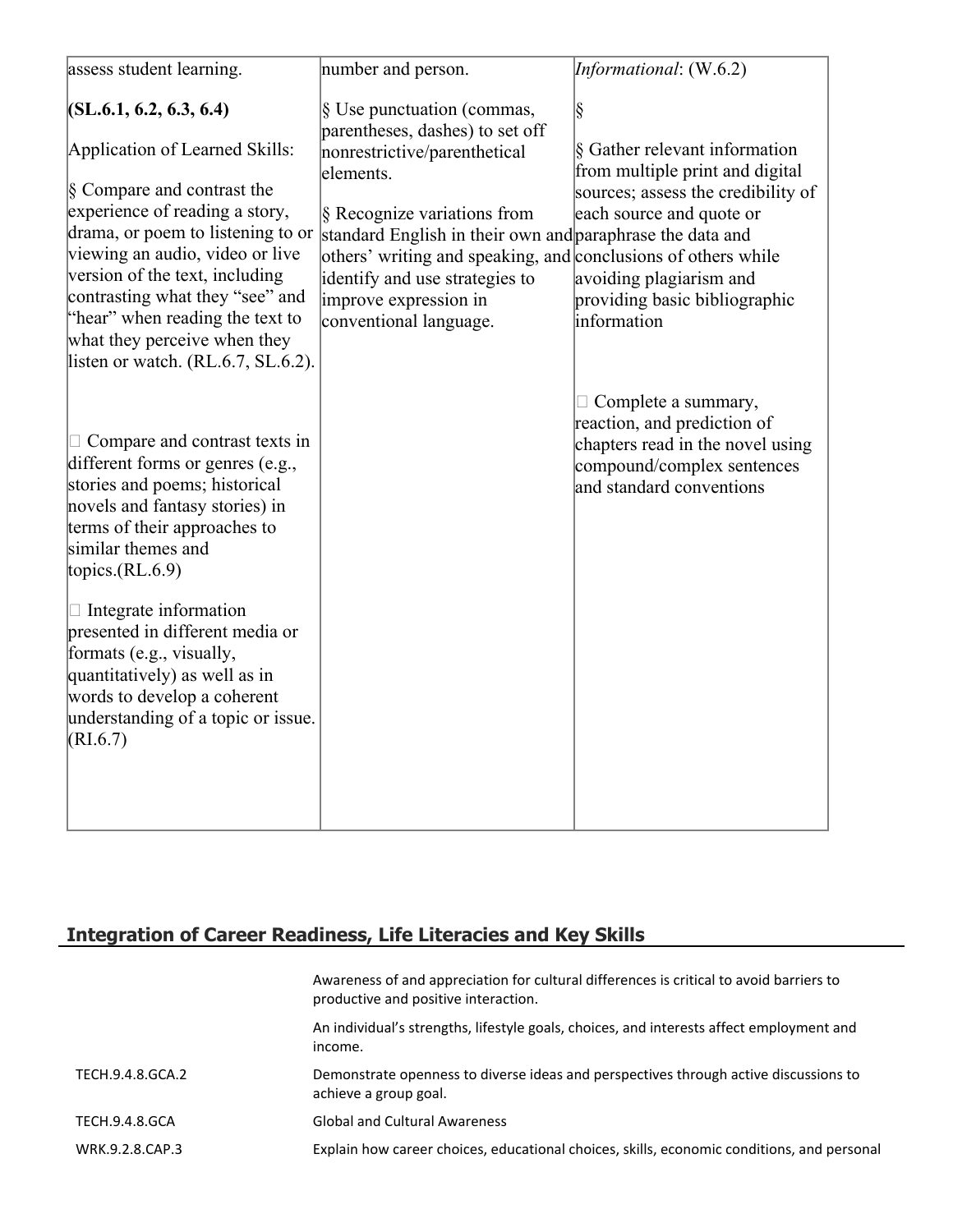| | | |
|---|---|---|
| assess student learning.<br><br>**(SL.6.1, 6.2, 6.3, 6.4)**<br><br>Application of Learned Skills:<br><br>§ Compare and contrast the experience of reading a story, drama, or poem to listening to or viewing an audio, video or live version of the text, including contrasting what they "see" and "hear" when reading the text to what they perceive when they listen or watch. (RL.6.7, SL.6.2).<br><br> Compare and contrast texts in different forms or genres (e.g., stories and poems; historical novels and fantasy stories) in terms of their approaches to similar themes and topics.(RL.6.9)<br><br> Integrate information presented in different media or formats (e.g., visually, quantitatively) as well as in words to develop a coherent understanding of a topic or issue. (RI.6.7) | number and person.<br><br>§ Use punctuation (commas, parentheses, dashes) to set off nonrestrictive/parenthetical elements.<br><br>§ Recognize variations from standard English in their own and others' writing and speaking, and identify and use strategies to improve expression in conventional language. | *Informational*: (W.6.2)<br><br>§<br><br>§ Gather relevant information from multiple print and digital sources; assess the credibility of each source and quote or paraphrase the data and conclusions of others while avoiding plagiarism and providing basic bibliographic information<br><br> Complete a summary, reaction, and prediction of chapters read in the novel using compound/complex sentences and standard conventions |

## Integration of Career Readiness, Life Literacies and Key Skills

| | |
|---|---|
| | Awareness of and appreciation for cultural differences is critical to avoid barriers to productive and positive interaction. |
| | An individual's strengths, lifestyle goals, choices, and interests affect employment and income. |
| TECH.9.4.8.GCA.2 | Demonstrate openness to diverse ideas and perspectives through active discussions to achieve a group goal. |
| TECH.9.4.8.GCA | Global and Cultural Awareness |
| WRK.9.2.8.CAP.3 | Explain how career choices, educational choices, skills, economic conditions, and personal |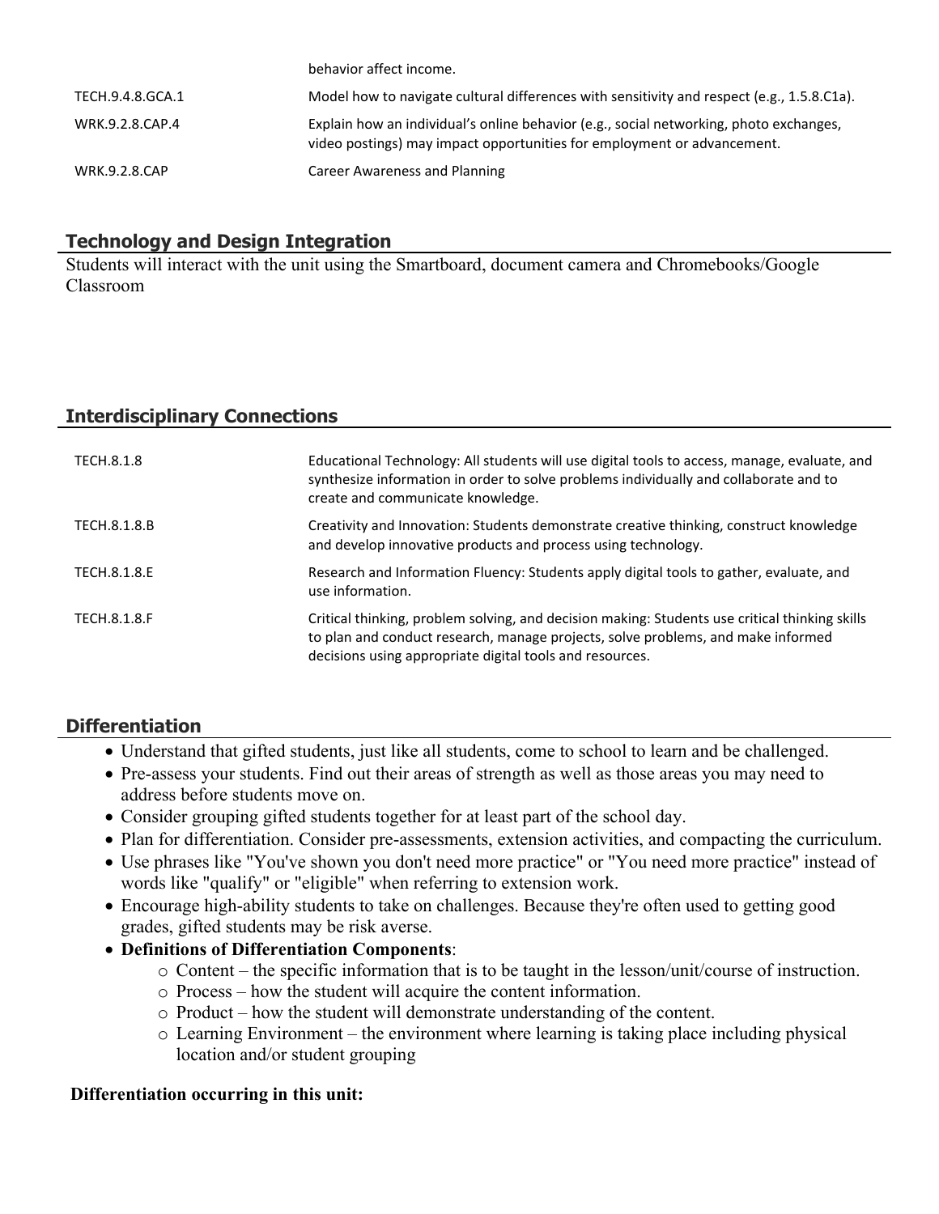| | |
|---|---|
| | behavior affect income. |
| TECH.9.4.8.GCA.1 | Model how to navigate cultural differences with sensitivity and respect (e.g., 1.5.8.C1a). |
| WRK.9.2.8.CAP.4 | Explain how an individual's online behavior (e.g., social networking, photo exchanges, video postings) may impact opportunities for employment or advancement. |
| WRK.9.2.8.CAP | Career Awareness and Planning |

## Technology and Design Integration

Students will interact with the unit using the Smartboard, document camera and Chromebooks/Google Classroom

## Interdisciplinary Connections

| | |
|---|---|
| TECH.8.1.8 | Educational Technology: All students will use digital tools to access, manage, evaluate, and synthesize information in order to solve problems individually and collaborate and to create and communicate knowledge. |
| TECH.8.1.8.B | Creativity and Innovation: Students demonstrate creative thinking, construct knowledge and develop innovative products and process using technology. |
| TECH.8.1.8.E | Research and Information Fluency: Students apply digital tools to gather, evaluate, and use information. |
| TECH.8.1.8.F | Critical thinking, problem solving, and decision making: Students use critical thinking skills to plan and conduct research, manage projects, solve problems, and make informed decisions using appropriate digital tools and resources. |

## Differentiation

- Understand that gifted students, just like all students, come to school to learn and be challenged.
- Pre-assess your students. Find out their areas of strength as well as those areas you may need to address before students move on.
- Consider grouping gifted students together for at least part of the school day.
- Plan for differentiation. Consider pre-assessments, extension activities, and compacting the curriculum.
- Use phrases like "You've shown you don't need more practice" or "You need more practice" instead of words like "qualify" or "eligible" when referring to extension work.
- Encourage high-ability students to take on challenges. Because they're often used to getting good grades, gifted students may be risk averse.
- **Definitions of Differentiation Components**:
  - Content – the specific information that is to be taught in the lesson/unit/course of instruction.
  - Process – how the student will acquire the content information.
  - Product – how the student will demonstrate understanding of the content.
  - Learning Environment – the environment where learning is taking place including physical location and/or student grouping

**Differentiation occurring in this unit:**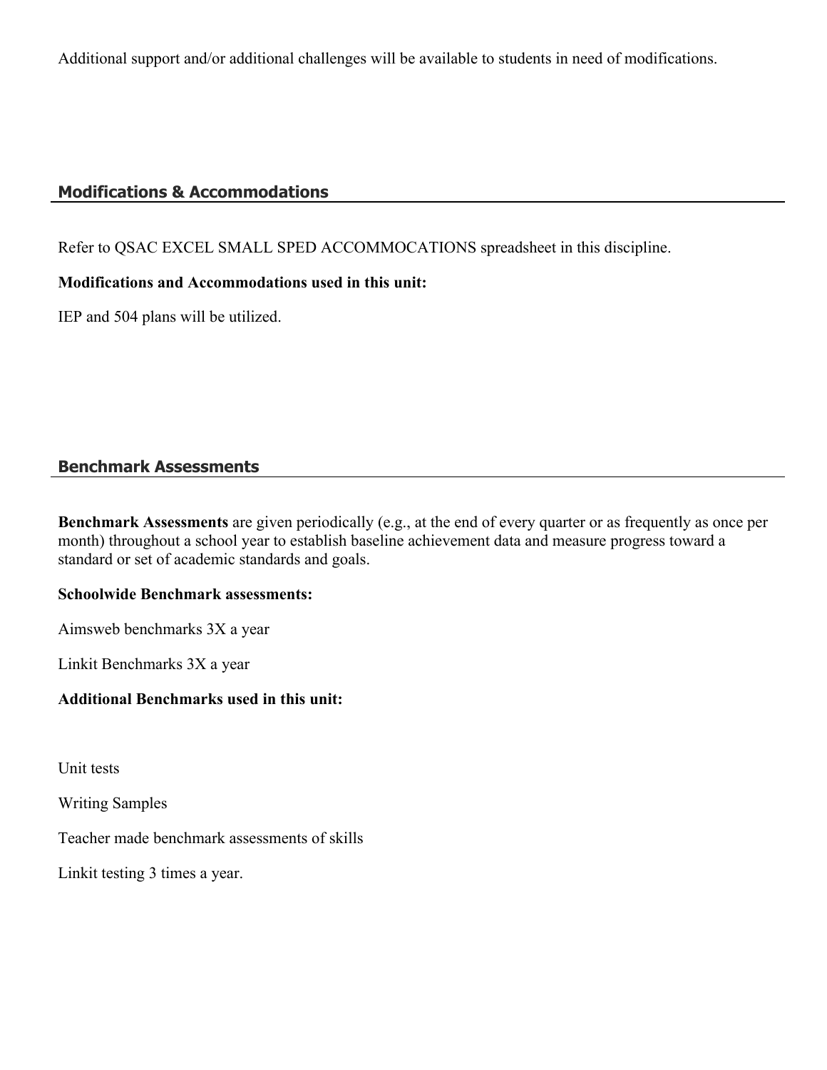Additional support and/or additional challenges will be available to students in need of modifications.

## Modifications & Accommodations

Refer to QSAC EXCEL SMALL SPED ACCOMMOCATIONS spreadsheet in this discipline.

**Modifications and Accommodations used in this unit:**

IEP and 504 plans will be utilized.

## Benchmark Assessments

**Benchmark Assessments** are given periodically (e.g., at the end of every quarter or as frequently as once per month) throughout a school year to establish baseline achievement data and measure progress toward a standard or set of academic standards and goals.

**Schoolwide Benchmark assessments:**

Aimsweb benchmarks 3X a year

Linkit Benchmarks 3X a year

**Additional Benchmarks used in this unit:**

Unit tests

Writing Samples

Teacher made benchmark assessments of skills

Linkit testing 3 times a year.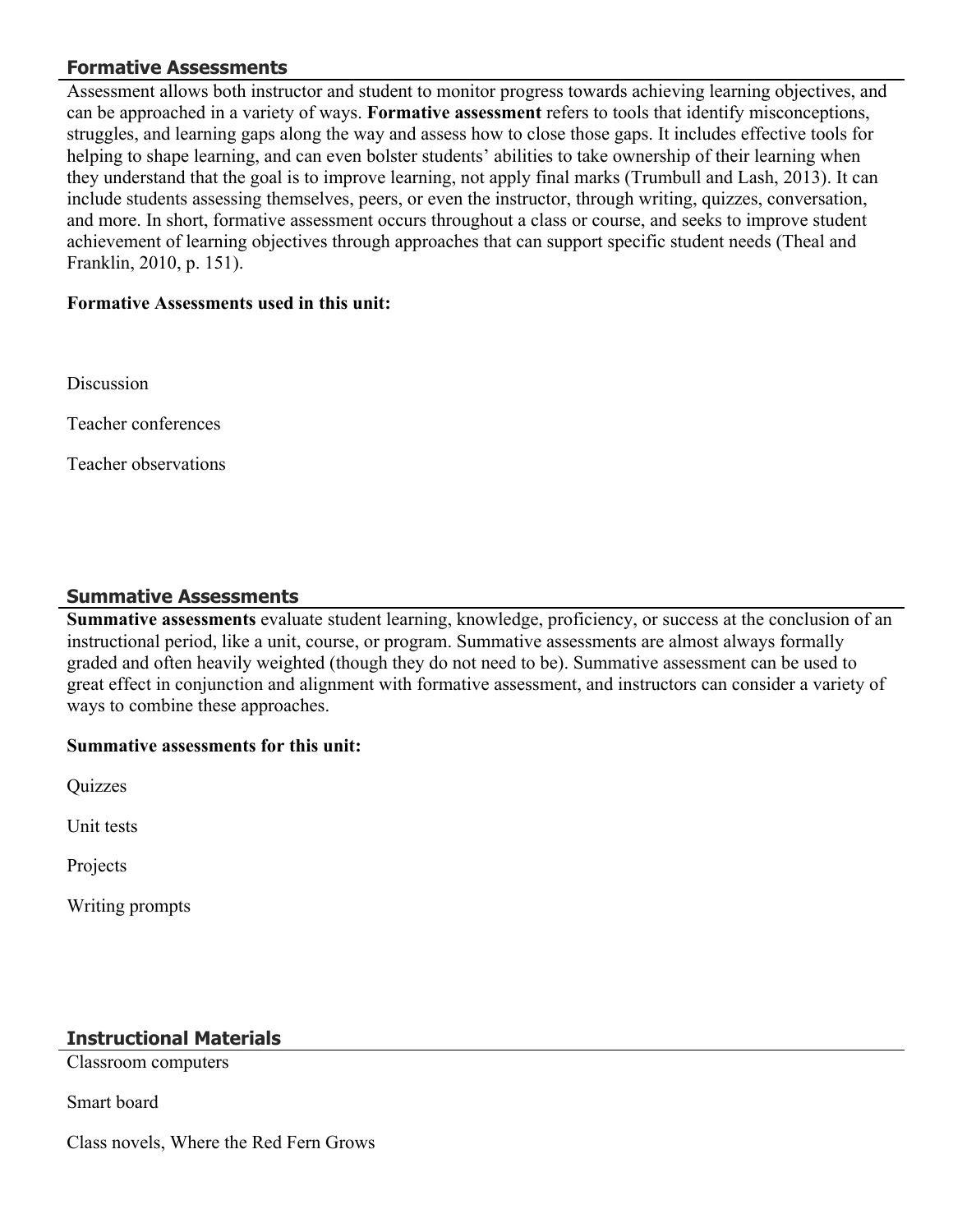## Formative Assessments

Assessment allows both instructor and student to monitor progress towards achieving learning objectives, and can be approached in a variety of ways. **Formative assessment** refers to tools that identify misconceptions, struggles, and learning gaps along the way and assess how to close those gaps. It includes effective tools for helping to shape learning, and can even bolster students' abilities to take ownership of their learning when they understand that the goal is to improve learning, not apply final marks (Trumbull and Lash, 2013). It can include students assessing themselves, peers, or even the instructor, through writing, quizzes, conversation, and more. In short, formative assessment occurs throughout a class or course, and seeks to improve student achievement of learning objectives through approaches that can support specific student needs (Theal and Franklin, 2010, p. 151).

**Formative Assessments used in this unit:**

Discussion

Teacher conferences

Teacher observations

## Summative Assessments

**Summative assessments** evaluate student learning, knowledge, proficiency, or success at the conclusion of an instructional period, like a unit, course, or program. Summative assessments are almost always formally graded and often heavily weighted (though they do not need to be). Summative assessment can be used to great effect in conjunction and alignment with formative assessment, and instructors can consider a variety of ways to combine these approaches.

**Summative assessments for this unit:**

Quizzes

Unit tests

Projects

Writing prompts

## Instructional Materials

Classroom computers

Smart board

Class novels, Where the Red Fern Grows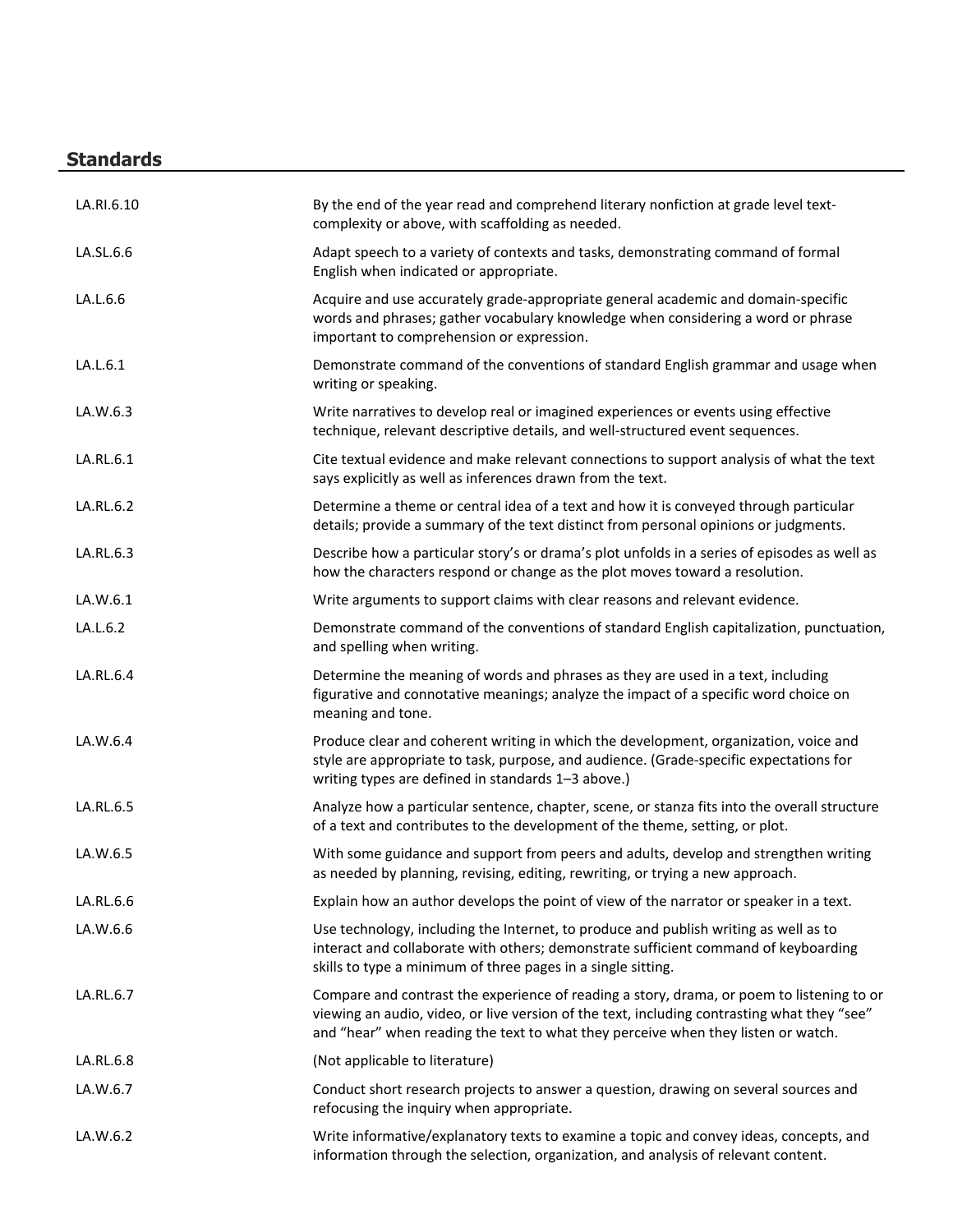## Standards

| | |
|---|---|
| LA.RI.6.10 | By the end of the year read and comprehend literary nonfiction at grade level text-complexity or above, with scaffolding as needed. |
| LA.SL.6.6 | Adapt speech to a variety of contexts and tasks, demonstrating command of formal English when indicated or appropriate. |
| LA.L.6.6 | Acquire and use accurately grade-appropriate general academic and domain-specific words and phrases; gather vocabulary knowledge when considering a word or phrase important to comprehension or expression. |
| LA.L.6.1 | Demonstrate command of the conventions of standard English grammar and usage when writing or speaking. |
| LA.W.6.3 | Write narratives to develop real or imagined experiences or events using effective technique, relevant descriptive details, and well-structured event sequences. |
| LA.RL.6.1 | Cite textual evidence and make relevant connections to support analysis of what the text says explicitly as well as inferences drawn from the text. |
| LA.RL.6.2 | Determine a theme or central idea of a text and how it is conveyed through particular details; provide a summary of the text distinct from personal opinions or judgments. |
| LA.RL.6.3 | Describe how a particular story's or drama's plot unfolds in a series of episodes as well as how the characters respond or change as the plot moves toward a resolution. |
| LA.W.6.1 | Write arguments to support claims with clear reasons and relevant evidence. |
| LA.L.6.2 | Demonstrate command of the conventions of standard English capitalization, punctuation, and spelling when writing. |
| LA.RL.6.4 | Determine the meaning of words and phrases as they are used in a text, including figurative and connotative meanings; analyze the impact of a specific word choice on meaning and tone. |
| LA.W.6.4 | Produce clear and coherent writing in which the development, organization, voice and style are appropriate to task, purpose, and audience. (Grade-specific expectations for writing types are defined in standards 1–3 above.) |
| LA.RL.6.5 | Analyze how a particular sentence, chapter, scene, or stanza fits into the overall structure of a text and contributes to the development of the theme, setting, or plot. |
| LA.W.6.5 | With some guidance and support from peers and adults, develop and strengthen writing as needed by planning, revising, editing, rewriting, or trying a new approach. |
| LA.RL.6.6 | Explain how an author develops the point of view of the narrator or speaker in a text. |
| LA.W.6.6 | Use technology, including the Internet, to produce and publish writing as well as to interact and collaborate with others; demonstrate sufficient command of keyboarding skills to type a minimum of three pages in a single sitting. |
| LA.RL.6.7 | Compare and contrast the experience of reading a story, drama, or poem to listening to or viewing an audio, video, or live version of the text, including contrasting what they "see" and "hear" when reading the text to what they perceive when they listen or watch. |
| LA.RL.6.8 | (Not applicable to literature) |
| LA.W.6.7 | Conduct short research projects to answer a question, drawing on several sources and refocusing the inquiry when appropriate. |
| LA.W.6.2 | Write informative/explanatory texts to examine a topic and convey ideas, concepts, and information through the selection, organization, and analysis of relevant content. |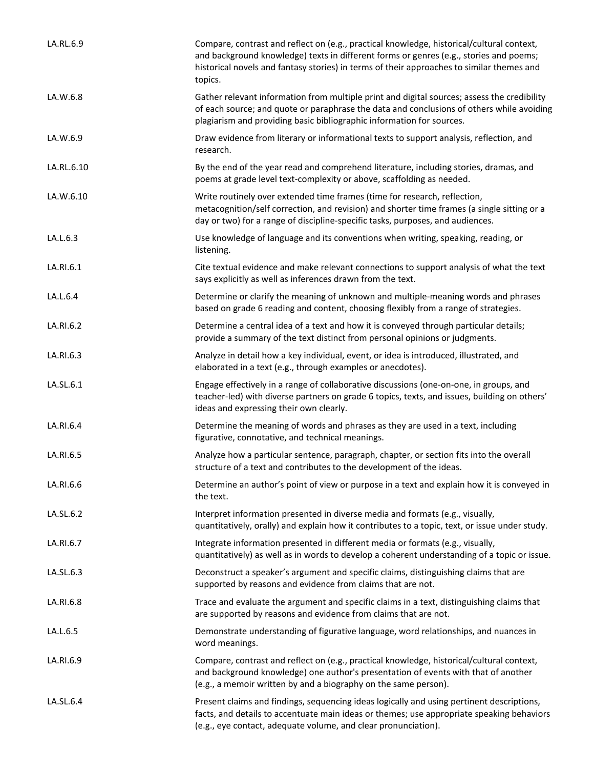| | |
|---|---|
| LA.RL.6.9 | Compare, contrast and reflect on (e.g., practical knowledge, historical/cultural context, and background knowledge) texts in different forms or genres (e.g., stories and poems; historical novels and fantasy stories) in terms of their approaches to similar themes and topics. |
| LA.W.6.8 | Gather relevant information from multiple print and digital sources; assess the credibility of each source; and quote or paraphrase the data and conclusions of others while avoiding plagiarism and providing basic bibliographic information for sources. |
| LA.W.6.9 | Draw evidence from literary or informational texts to support analysis, reflection, and research. |
| LA.RL.6.10 | By the end of the year read and comprehend literature, including stories, dramas, and poems at grade level text-complexity or above, scaffolding as needed. |
| LA.W.6.10 | Write routinely over extended time frames (time for research, reflection, metacognition/self correction, and revision) and shorter time frames (a single sitting or a day or two) for a range of discipline-specific tasks, purposes, and audiences. |
| LA.L.6.3 | Use knowledge of language and its conventions when writing, speaking, reading, or listening. |
| LA.RI.6.1 | Cite textual evidence and make relevant connections to support analysis of what the text says explicitly as well as inferences drawn from the text. |
| LA.L.6.4 | Determine or clarify the meaning of unknown and multiple-meaning words and phrases based on grade 6 reading and content, choosing flexibly from a range of strategies. |
| LA.RI.6.2 | Determine a central idea of a text and how it is conveyed through particular details; provide a summary of the text distinct from personal opinions or judgments. |
| LA.RI.6.3 | Analyze in detail how a key individual, event, or idea is introduced, illustrated, and elaborated in a text (e.g., through examples or anecdotes). |
| LA.SL.6.1 | Engage effectively in a range of collaborative discussions (one-on-one, in groups, and teacher-led) with diverse partners on grade 6 topics, texts, and issues, building on others' ideas and expressing their own clearly. |
| LA.RI.6.4 | Determine the meaning of words and phrases as they are used in a text, including figurative, connotative, and technical meanings. |
| LA.RI.6.5 | Analyze how a particular sentence, paragraph, chapter, or section fits into the overall structure of a text and contributes to the development of the ideas. |
| LA.RI.6.6 | Determine an author's point of view or purpose in a text and explain how it is conveyed in the text. |
| LA.SL.6.2 | Interpret information presented in diverse media and formats (e.g., visually, quantitatively, orally) and explain how it contributes to a topic, text, or issue under study. |
| LA.RI.6.7 | Integrate information presented in different media or formats (e.g., visually, quantitatively) as well as in words to develop a coherent understanding of a topic or issue. |
| LA.SL.6.3 | Deconstruct a speaker's argument and specific claims, distinguishing claims that are supported by reasons and evidence from claims that are not. |
| LA.RI.6.8 | Trace and evaluate the argument and specific claims in a text, distinguishing claims that are supported by reasons and evidence from claims that are not. |
| LA.L.6.5 | Demonstrate understanding of figurative language, word relationships, and nuances in word meanings. |
| LA.RI.6.9 | Compare, contrast and reflect on (e.g., practical knowledge, historical/cultural context, and background knowledge) one author's presentation of events with that of another (e.g., a memoir written by and a biography on the same person). |
| LA.SL.6.4 | Present claims and findings, sequencing ideas logically and using pertinent descriptions, facts, and details to accentuate main ideas or themes; use appropriate speaking behaviors (e.g., eye contact, adequate volume, and clear pronunciation). |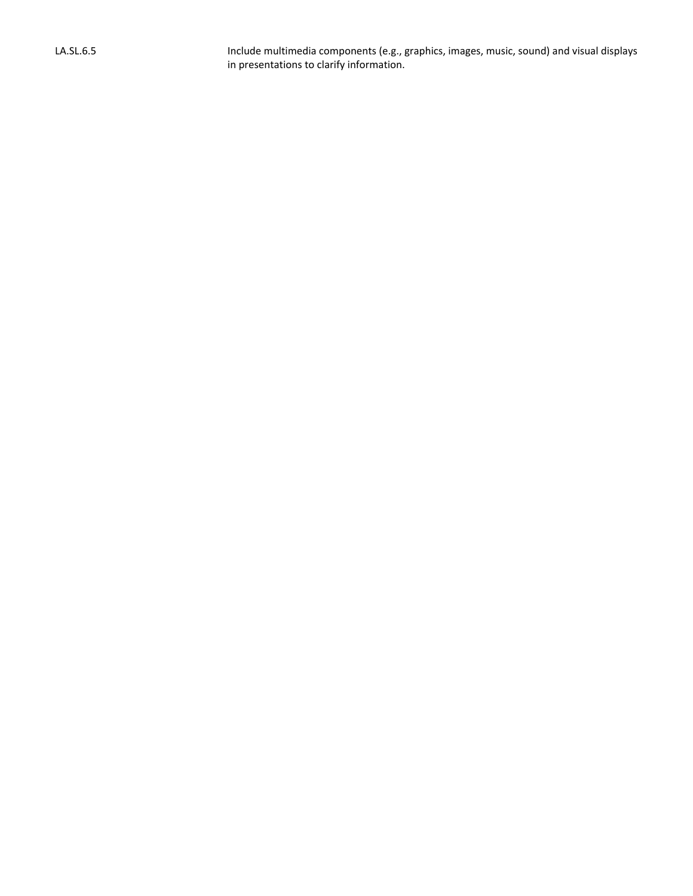| | |
|---|---|
| LA.SL.6.5 | Include multimedia components (e.g., graphics, images, music, sound) and visual displays in presentations to clarify information. |